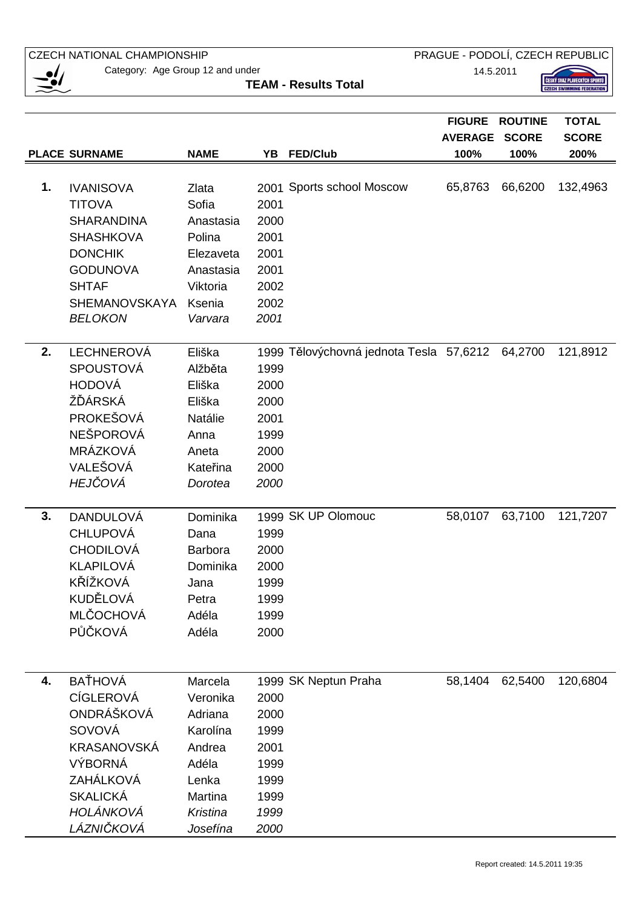CZECH NATIONAL CHAMPIONSHIP

Category: Age Group 12 and under

PRAGUE - PODOLÍ, CZECH REPUBLIC

14.5.2011

## TEAM - Results Total

| PLACE | SURNAME | NAME | YB | FED/Club | FIGURE AVERAGE 100% | ROUTINE SCORE 100% | TOTAL SCORE 200% |
|---|---|---|---|---|---|---|---|
| 1. | IVANISOVA | Zlata | 2001 | Sports school Moscow | 65,8763 | 66,6200 | 132,4963 |
| | TITOVA | Sofia | 2001 | | | | |
| | SHARANDINA | Anastasia | 2000 | | | | |
| | SHASHKOVA | Polina | 2001 | | | | |
| | DONCHIK | Elezaveta | 2001 | | | | |
| | GODUNOVA | Anastasia | 2001 | | | | |
| | SHTAF | Viktoria | 2002 | | | | |
| | SHEMANOVSKAYA | Ksenia | 2002 | | | | |
| | *BELOKON* | *Varvara* | *2001* | | | | |
| 2. | LECHNEROVÁ | Eliška | 1999 | Tělovýchovná jednota Tesla | 57,6212 | 64,2700 | 121,8912 |
| | SPOUSTOVÁ | Alžběta | 1999 | | | | |
| | HODOVÁ | Eliška | 2000 | | | | |
| | ŽĎÁRSKÁ | Eliška | 2000 | | | | |
| | PROKEŠOVÁ | Natálie | 2001 | | | | |
| | NEŠPOROVÁ | Anna | 1999 | | | | |
| | MRÁZKOVÁ | Aneta | 2000 | | | | |
| | VALEŠOVÁ | Kateřina | 2000 | | | | |
| | *HEJČOVÁ* | *Dorotea* | *2000* | | | | |
| 3. | DANDULOVÁ | Dominika | 1999 | SK UP Olomouc | 58,0107 | 63,7100 | 121,7207 |
| | CHLUPOVÁ | Dana | 1999 | | | | |
| | CHODILOVÁ | Barbora | 2000 | | | | |
| | KLAPILOVÁ | Dominika | 2000 | | | | |
| | KŘÍŽKOVÁ | Jana | 1999 | | | | |
| | KUDĚLOVÁ | Petra | 1999 | | | | |
| | MLČOCHOVÁ | Adéla | 1999 | | | | |
| | PŮČKOVÁ | Adéla | 2000 | | | | |
| 4. | BAŤHOVÁ | Marcela | 1999 | SK Neptun Praha | 58,1404 | 62,5400 | 120,6804 |
| | CÍGLEROVÁ | Veronika | 2000 | | | | |
| | ONDRÁŠKOVÁ | Adriana | 2000 | | | | |
| | SOVOVÁ | Karolína | 1999 | | | | |
| | KRASANOVSKÁ | Andrea | 2001 | | | | |
| | VÝBORNÁ | Adéla | 1999 | | | | |
| | ZAHÁLKOVÁ | Lenka | 1999 | | | | |
| | SKALICKÁ | Martina | 1999 | | | | |
| | *HOLÁNKOVÁ* | *Kristina* | *1999* | | | | |
| | *LÁZNIČKOVÁ* | *Josefína* | *2000* | | | | |

Report created: 14.5.2011 19:35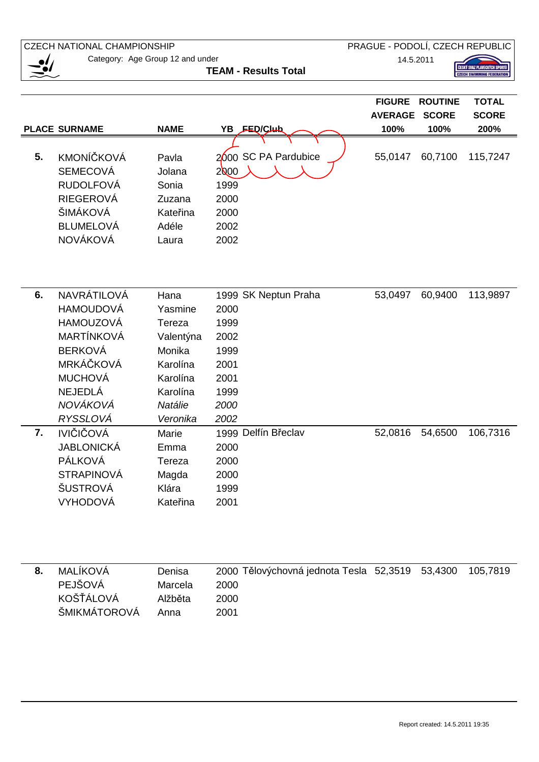CZECH NATIONAL CHAMPIONSHIP — PRAGUE - PODOLÍ, CZECH REPUBLIC

Category: Age Group 12 and under — 14.5.2011

**TEAM - Results Total**

| PLACE | SURNAME | NAME | YB | FED/Club | FIGURE AVERAGE 100% | ROUTINE SCORE 100% | TOTAL SCORE 200% |
|---|---|---|---|---|---|---|---|
| **5.** | KMONÍČKOVÁ | Pavla | 2000 | SC PA Pardubice | 55,0147 | 60,7100 | 115,7247 |
| | SEMECOVÁ | Jolana | 2000 | | | | |
| | RUDOLFOVÁ | Sonia | 1999 | | | | |
| | RIEGEROVÁ | Zuzana | 2000 | | | | |
| | ŠIMÁKOVÁ | Kateřina | 2000 | | | | |
| | BLUMELOVÁ | Adéle | 2002 | | | | |
| | NOVÁKOVÁ | Laura | 2002 | | | | |
| **6.** | NAVRÁTILOVÁ | Hana | 1999 | SK Neptun Praha | 53,0497 | 60,9400 | 113,9897 |
| | HAMOUDOVÁ | Yasmine | 2000 | | | | |
| | HAMOUZOVÁ | Tereza | 1999 | | | | |
| | MARTÍNKOVÁ | Valentýna | 2002 | | | | |
| | BERKOVÁ | Monika | 1999 | | | | |
| | MRKÁČKOVÁ | Karolína | 2001 | | | | |
| | MUCHOVÁ | Karolína | 2001 | | | | |
| | NEJEDLÁ | Karolína | 1999 | | | | |
| | *NOVÁKOVÁ* | *Natálie* | *2000* | | | | |
| | *RYSSLOVÁ* | *Veronika* | *2002* | | | | |
| **7.** | IVIČIČOVÁ | Marie | 1999 | Delfín Břeclav | 52,0816 | 54,6500 | 106,7316 |
| | JABLONICKÁ | Emma | 2000 | | | | |
| | PÁLKOVÁ | Tereza | 2000 | | | | |
| | STRAPINOVÁ | Magda | 2000 | | | | |
| | ŠUSTROVÁ | Klára | 1999 | | | | |
| | VYHODOVÁ | Kateřina | 2001 | | | | |
| **8.** | MALÍKOVÁ | Denisa | 2000 | Tělovýchovná jednota Tesla | 52,3519 | 53,4300 | 105,7819 |
| | PEJŠOVÁ | Marcela | 2000 | | | | |
| | KOŠŤÁLOVÁ | Alžběta | 2000 | | | | |
| | ŠMIKMÁTOROVÁ | Anna | 2001 | | | | |

Report created: 14.5.2011 19:35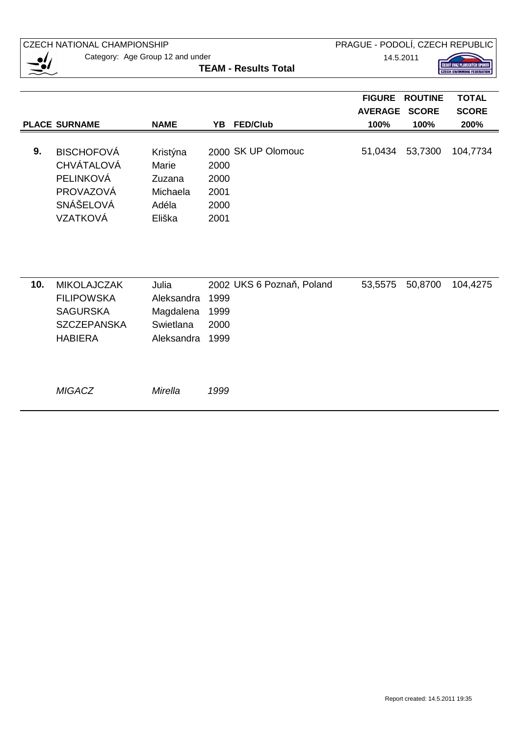CZECH NATIONAL CHAMPIONSHIP

PRAGUE - PODOLÍ, CZECH REPUBLIC

Category: Age Group 12 and under

14.5.2011

## TEAM - Results Total

| PLACE | SURNAME | NAME | YB | FED/Club | FIGURE AVERAGE 100% | ROUTINE SCORE 100% | TOTAL SCORE 200% |
|---|---|---|---|---|---|---|---|
| 9. | BISCHOFOVÁ | Kristýna | 2000 | SK UP Olomouc | 51,0434 | 53,7300 | 104,7734 |
| | CHVÁTALOVÁ | Marie | 2000 | | | | |
| | PELINKOVÁ | Zuzana | 2000 | | | | |
| | PROVAZOVÁ | Michaela | 2001 | | | | |
| | SNÁŠELOVÁ | Adéla | 2000 | | | | |
| | VZATKOVÁ | Eliška | 2001 | | | | |
| 10. | MIKOLAJCZAK | Julia | 2002 | UKS 6 Poznaň, Poland | 53,5575 | 50,8700 | 104,4275 |
| | FILIPOWSKA | Aleksandra | 1999 | | | | |
| | SAGURSKA | Magdalena | 1999 | | | | |
| | SZCZEPANSKA | Swietlana | 2000 | | | | |
| | HABIERA | Aleksandra | 1999 | | | | |
| | *MIGACZ* | *Mirella* | *1999* | | | | |

Report created: 14.5.2011 19:35